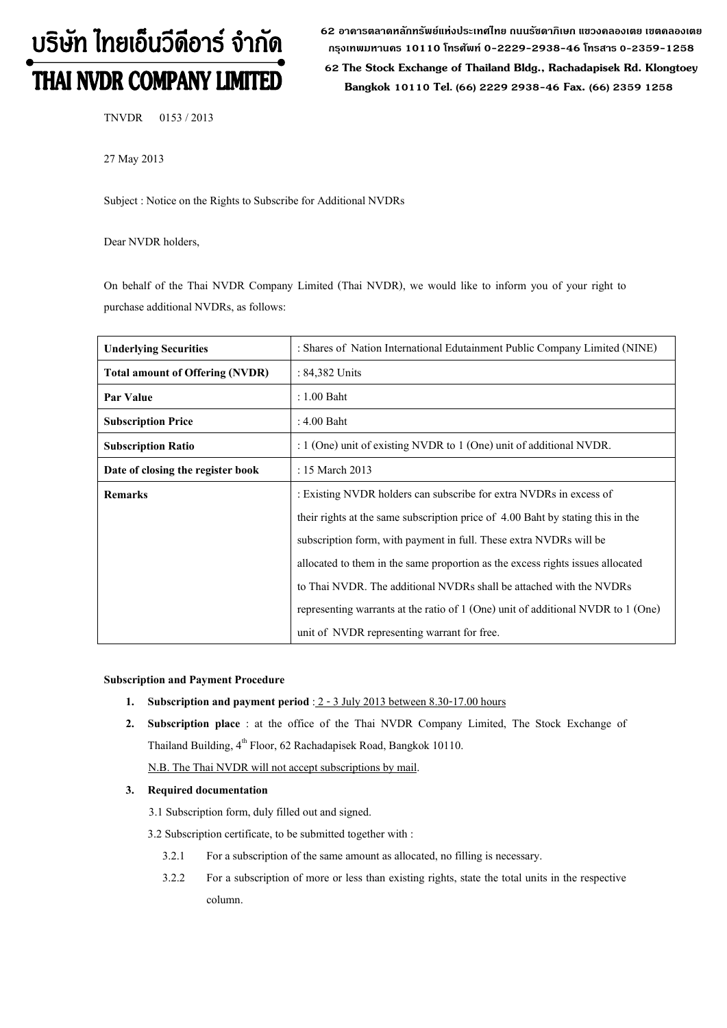# บริษัท ไทยเอ็นวีดีอาร์ จำกัด
# THAI NVDR COMPANY LIMITED

62 อาคารตลาดหลักทรัพย์แห่งประเทศไทย ถนนรัชดาภิเษก แขวงคลองเตย เขตคลองเตย กรุงเทพมหานคร 10110 โทรศัพท์ 0-2229-2938-46 โทรสาร 0-2359-1258
62 The Stock Exchange of Thailand Bldg., Rachadapisek Rd. Klongtoey Bangkok 10110 Tel. (66) 2229 2938-46 Fax. (66) 2359 1258

TNVDR 0153 / 2013

27 May 2013

Subject : Notice on the Rights to Subscribe for Additional NVDRs

Dear NVDR holders,

On behalf of the Thai NVDR Company Limited (Thai NVDR), we would like to inform you of your right to purchase additional NVDRs, as follows:

| **Underlying Securities** | : Shares of Nation International Edutainment Public Company Limited (NINE) |
|---|---|
| **Total amount of Offering (NVDR)** | : 84,382 Units |
| **Par Value** | : 1.00 Baht |
| **Subscription Price** | : 4.00 Baht |
| **Subscription Ratio** | : 1 (One) unit of existing NVDR to 1 (One) unit of additional NVDR. |
| **Date of closing the register book** | : 15 March 2013 |
| **Remarks** | : Existing NVDR holders can subscribe for extra NVDRs in excess of their rights at the same subscription price of 4.00 Baht by stating this in the subscription form, with payment in full. These extra NVDRs will be allocated to them in the same proportion as the excess rights issues allocated to Thai NVDR. The additional NVDRs shall be attached with the NVDRs representing warrants at the ratio of 1 (One) unit of additional NVDR to 1 (One) unit of NVDR representing warrant for free. |

**Subscription and Payment Procedure**

1. **Subscription and payment period** : 2 - 3 July 2013 between 8.30-17.00 hours
2. **Subscription place** : at the office of the Thai NVDR Company Limited, The Stock Exchange of Thailand Building, 4th Floor, 62 Rachadapisek Road, Bangkok 10110.
   N.B. The Thai NVDR will not accept subscriptions by mail.
3. **Required documentation**
   3.1 Subscription form, duly filled out and signed.
   3.2 Subscription certificate, to be submitted together with :
      3.2.1 For a subscription of the same amount as allocated, no filling is necessary.
      3.2.2 For a subscription of more or less than existing rights, state the total units in the respective column.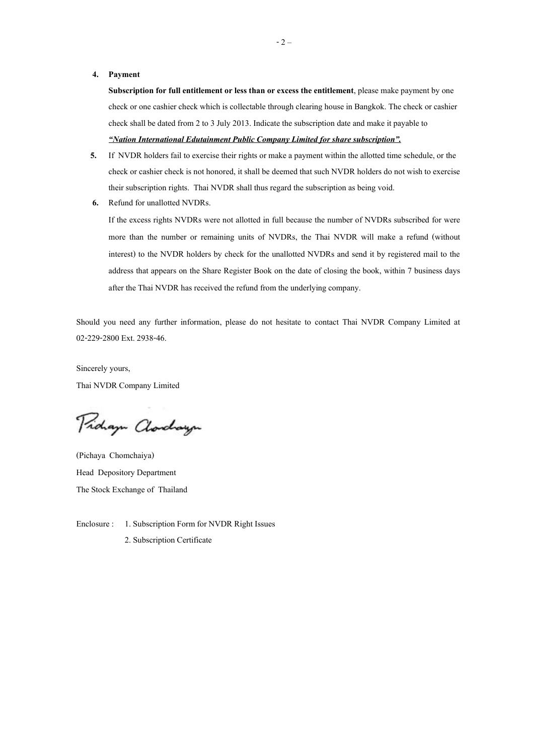4. **Payment**

   **Subscription for full entitlement or less than or excess the entitlement**, please make payment by one check or one cashier check which is collectable through clearing house in Bangkok. The check or cashier check shall be dated from 2 to 3 July 2013. Indicate the subscription date and make it payable to ***"Nation International Edutainment Public Company Limited for share subscription".***

5. If NVDR holders fail to exercise their rights or make a payment within the allotted time schedule, or the check or cashier check is not honored, it shall be deemed that such NVDR holders do not wish to exercise their subscription rights. Thai NVDR shall thus regard the subscription as being void.

6. Refund for unallotted NVDRs.

   If the excess rights NVDRs were not allotted in full because the number of NVDRs subscribed for were more than the number or remaining units of NVDRs, the Thai NVDR will make a refund (without interest) to the NVDR holders by check for the unallotted NVDRs and send it by registered mail to the address that appears on the Share Register Book on the date of closing the book, within 7 business days after the Thai NVDR has received the refund from the underlying company.

Should you need any further information, please do not hesitate to contact Thai NVDR Company Limited at 02-229-2800 Ext. 2938-46.

Sincerely yours,

Thai NVDR Company Limited

Pichaya Chomchaiya

(Pichaya Chomchaiya)

Head Depository Department

The Stock Exchange of Thailand

Enclosure : 1. Subscription Form for NVDR Right Issues

2. Subscription Certificate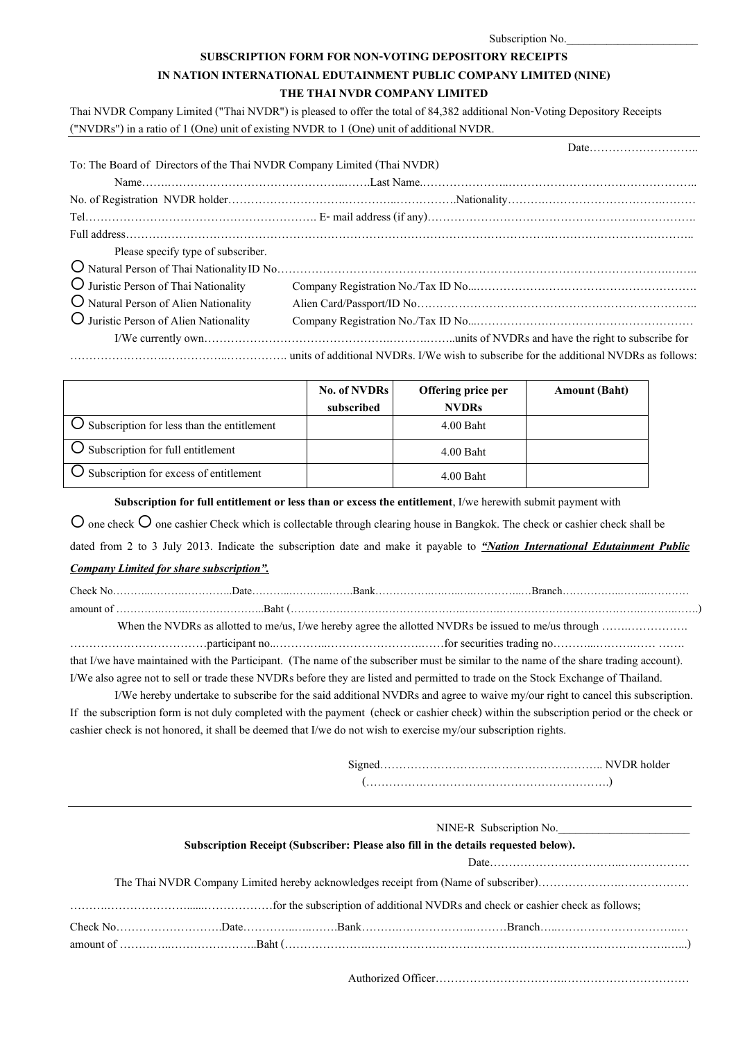Subscription No.______________________

**SUBSCRIPTION FORM FOR NON-VOTING DEPOSITORY RECEIPTS**

**IN NATION INTERNATIONAL EDUTAINMENT PUBLIC COMPANY LIMITED (NINE)**

**THE THAI NVDR COMPANY LIMITED**

Thai NVDR Company Limited ("Thai NVDR") is pleased to offer the total of 84,382 additional Non-Voting Depository Receipts ("NVDRs") in a ratio of 1 (One) unit of existing NVDR to 1 (One) unit of additional NVDR.

Date………………………..

To: The Board of Directors of the Thai NVDR Company Limited (Thai NVDR)

Name……..…………………………………………..…….Last Name.…………………..……………………………………………..

No. of Registration NVDR holder……………………….…………..…………….Nationality……….…………………………….………

Tel……………………………………………………. E- mail address (if any)……………………………………………………….…………….

Full address………………………………………………………………………………………………………..………………………………..

Please specify type of subscriber.

○ Natural Person of Thai Nationality ID No……………………………………………………………………………………………….……..

○ Juristic Person of Thai Nationality Company Registration No./Tax ID No...………………………………………………….

○ Natural Person of Alien Nationality Alien Card/Passport/ID No………………………………………………………………..

○ Juristic Person of Alien Nationality Company Registration No./Tax ID No...…………………………………………………

I/We currently own……………………………………………..……..……..units of NVDRs and have the right to subscribe for …………………….……………..……………. units of additional NVDRs. I/We wish to subscribe for the additional NVDRs as follows:

| | No. of NVDRs subscribed | Offering price per NVDRs | Amount (Baht) |
|---|---|---|---|
| ○ Subscription for less than the entitlement | | 4.00 Baht | |
| ○ Subscription for full entitlement | | 4.00 Baht | |
| ○ Subscription for excess of entitlement | | 4.00 Baht | |

**Subscription for full entitlement or less than or excess the entitlement**, I/we herewith submit payment with

○ one check ○ one cashier Check which is collectable through clearing house in Bangkok. The check or cashier check shall be dated from 2 to 3 July 2013. Indicate the subscription date and make it payable to ***"Nation International Edutainment Public Company Limited for share subscription".***

Check No………..……….…………..Date………..…….…..…….Bank…………….……..….…………..…Branch…………….….…..…………

amount of ………….……..…………………..Baht (………………………………………..………..……………………………………….…….……..)

When the NVDRs as allotted to me/us, I/we hereby agree the allotted NVDRs be issued to me/us through …….…………….
………………………………participant no..…………..……………………..……for securities trading no………..……….…… …….
that I/we have maintained with the Participant. (The name of the subscriber must be similar to the name of the share trading account).
I/We also agree not to sell or trade these NVDRs before they are listed and permitted to trade on the Stock Exchange of Thailand.

I/We hereby undertake to subscribe for the said additional NVDRs and agree to waive my/our right to cancel this subscription. If the subscription form is not duly completed with the payment (check or cashier check) within the subscription period or the check or cashier check is not honored, it shall be deemed that I/we do not wish to exercise my/our subscription rights.

Signed………………………………………………….. NVDR holder

(……………………………………………………….)

---

NINE-R Subscription No.______________________

**Subscription Receipt (Subscriber: Please also fill in the details requested below).**

Date……………………………..………………

The Thai NVDR Company Limited hereby acknowledges receipt from (Name of subscriber)…………………….………………

……….…………………......………………for the subscription of additional NVDRs and check or cashier check as follows;

Check No……………………….Date…………..….…….Bank……….………………..………Branch…..…………………………..…

amount of …………..…………………..Baht (…………………..……………………………………………………………………….…...)

Authorized Officer…………………………….……………………………